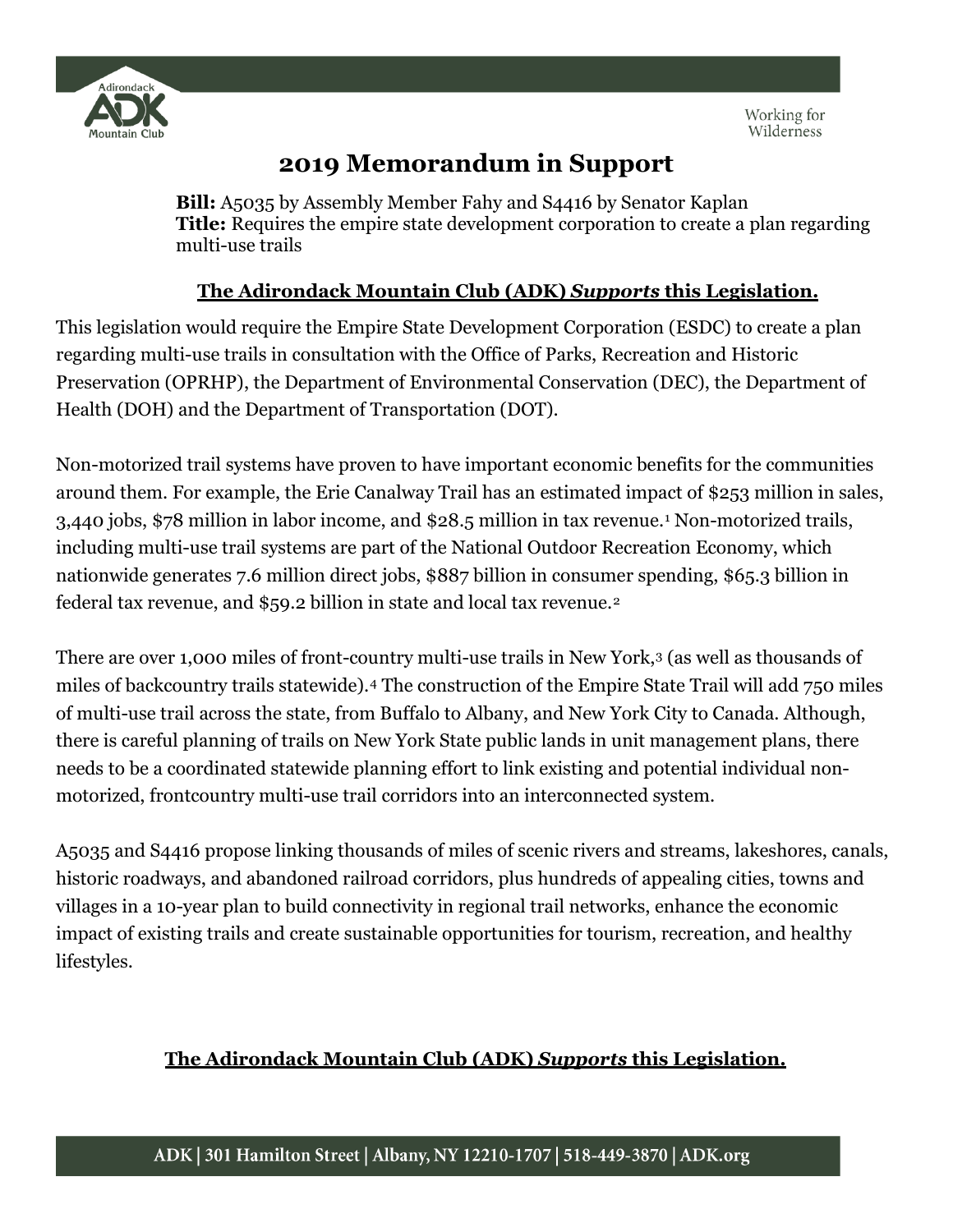Adirondack ADK Mountain Club

Working for Wilderness

# 2019 Memorandum in Support

**Bill:** A5035 by Assembly Member Fahy and S4416 by Senator Kaplan
**Title:** Requires the empire state development corporation to create a plan regarding multi-use trails

**The Adirondack Mountain Club (ADK) *Supports* this Legislation.**

This legislation would require the Empire State Development Corporation (ESDC) to create a plan regarding multi-use trails in consultation with the Office of Parks, Recreation and Historic Preservation (OPRHP), the Department of Environmental Conservation (DEC), the Department of Health (DOH) and the Department of Transportation (DOT).

Non-motorized trail systems have proven to have important economic benefits for the communities around them. For example, the Erie Canalway Trail has an estimated impact of $253 million in sales, 3,440 jobs, $78 million in labor income, and $28.5 million in tax revenue.[1] Non-motorized trails, including multi-use trail systems are part of the National Outdoor Recreation Economy, which nationwide generates 7.6 million direct jobs, $887 billion in consumer spending, $65.3 billion in federal tax revenue, and $59.2 billion in state and local tax revenue.[2]

There are over 1,000 miles of front-country multi-use trails in New York,[3] (as well as thousands of miles of backcountry trails statewide).[4] The construction of the Empire State Trail will add 750 miles of multi-use trail across the state, from Buffalo to Albany, and New York City to Canada. Although, there is careful planning of trails on New York State public lands in unit management plans, there needs to be a coordinated statewide planning effort to link existing and potential individual non-motorized, frontcountry multi-use trail corridors into an interconnected system.

A5035 and S4416 propose linking thousands of miles of scenic rivers and streams, lakeshores, canals, historic roadways, and abandoned railroad corridors, plus hundreds of appealing cities, towns and villages in a 10-year plan to build connectivity in regional trail networks, enhance the economic impact of existing trails and create sustainable opportunities for tourism, recreation, and healthy lifestyles.

**The Adirondack Mountain Club (ADK) *Supports* this Legislation.**

ADK | 301 Hamilton Street | Albany, NY 12210-1707 | 518-449-3870 | ADK.org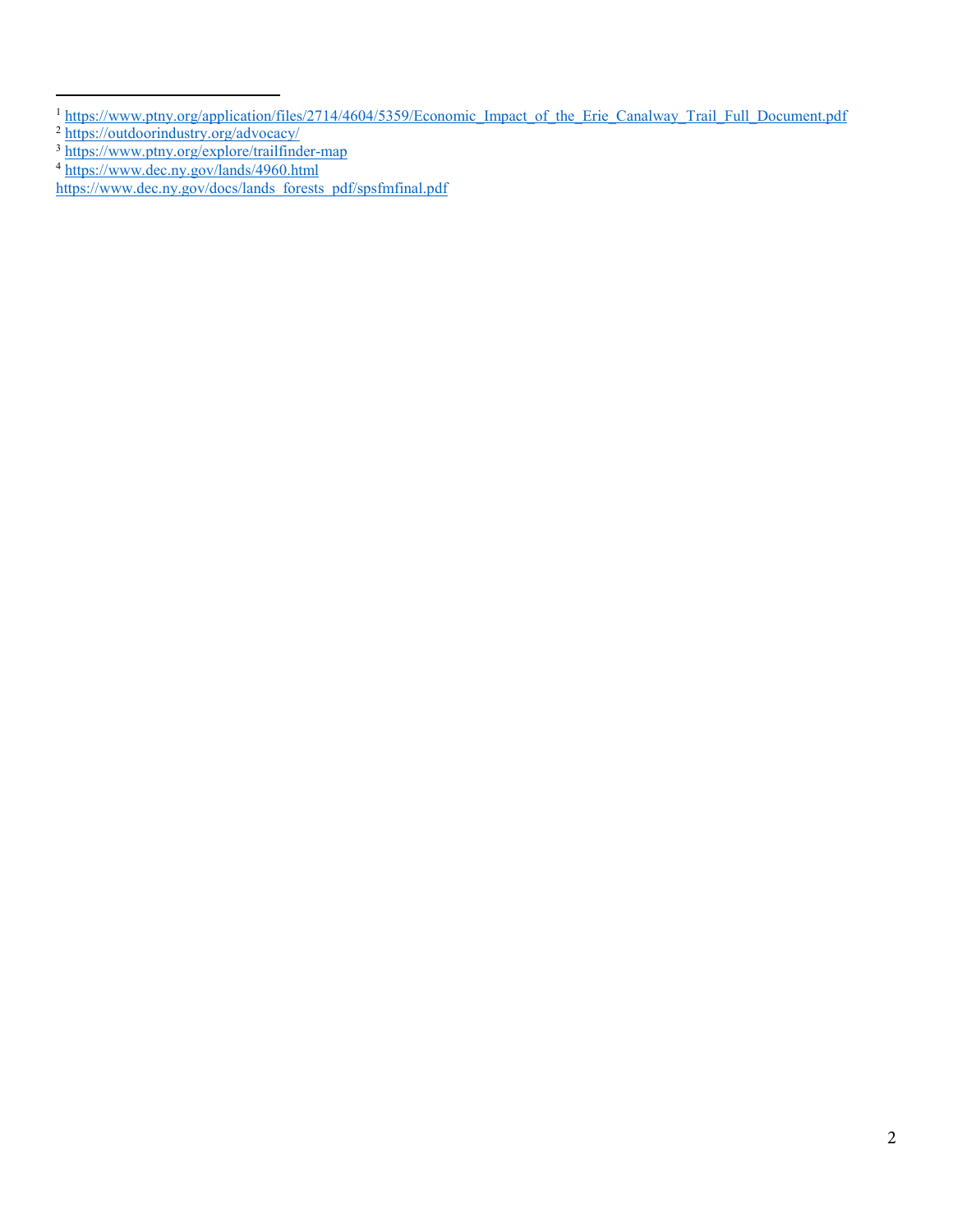[1] https://www.ptny.org/application/files/2714/4604/5359/Economic_Impact_of_the_Erie_Canalway_Trail_Full_Document.pdf

[2] https://outdoorindustry.org/advocacy/

[3] https://www.ptny.org/explore/trailfinder-map

[4] https://www.dec.ny.gov/lands/4960.html
https://www.dec.ny.gov/docs/lands_forests_pdf/spsfmfinal.pdf